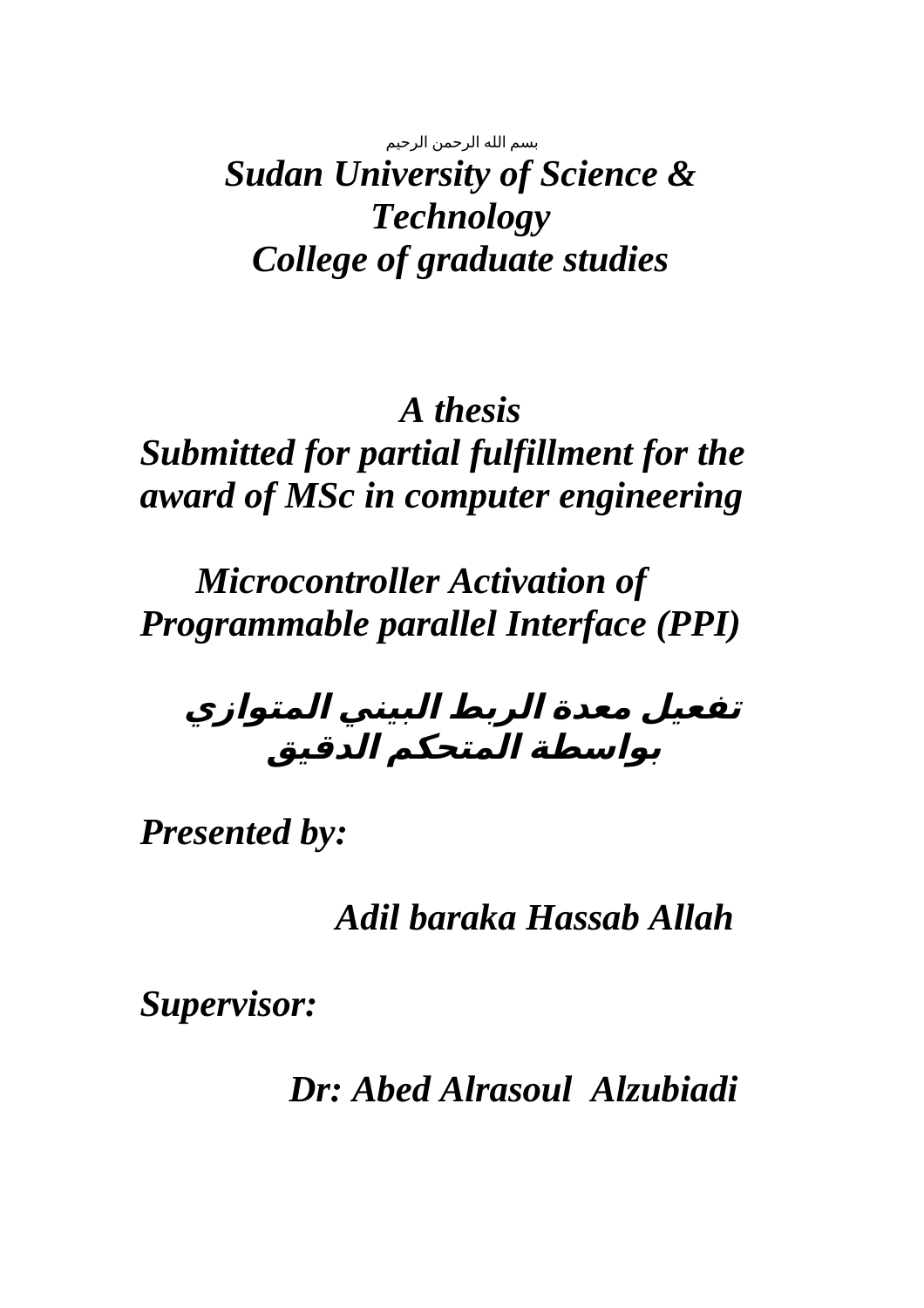بسم الله الرحمن الرحيم

***Sudan University of Science & Technology***

***College of graduate studies***

***A thesis***

***Submitted for partial fulfillment for the award of MSc in computer engineering***

# ***Microcontroller Activation of Programmable parallel Interface (PPI)***

# ***تفعيل معدة الربط البيني المتوازي بواسطة المتحكم الدقيق***

***Presented by:***

***Adil baraka Hassab Allah***

***Supervisor:***

***Dr: Abed Alrasoul Alzubiadi***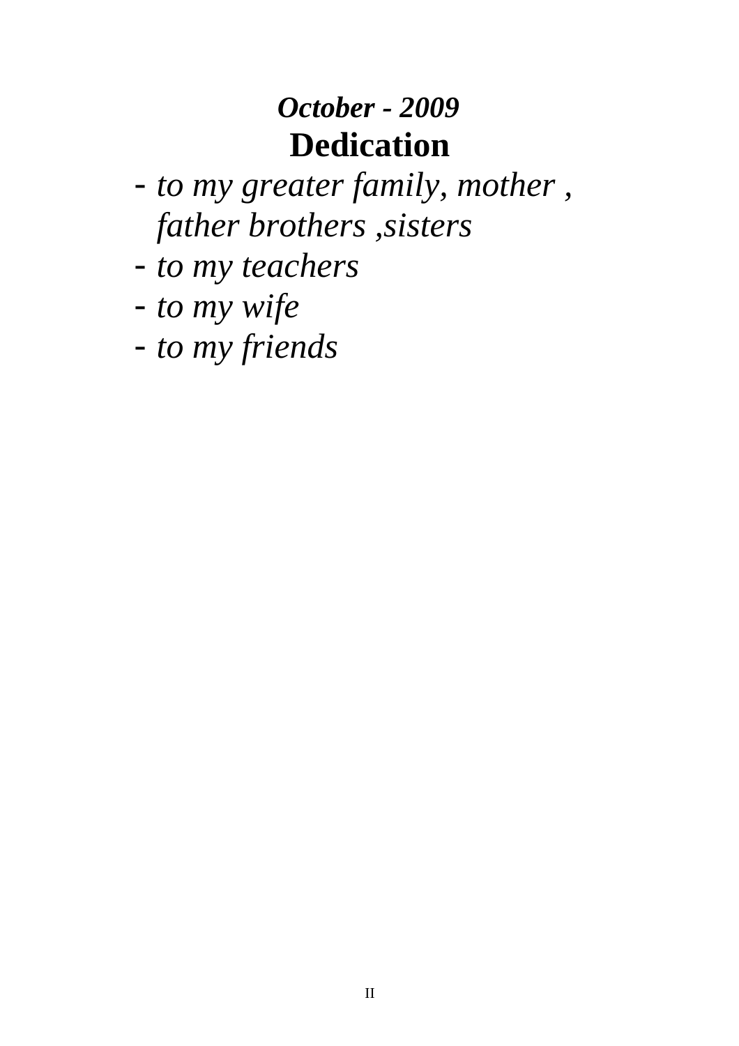***October - 2009***

# Dedication

- *to my greater family, mother , father brothers ,sisters*
- *to my teachers*
- *to my wife*
- *to my friends*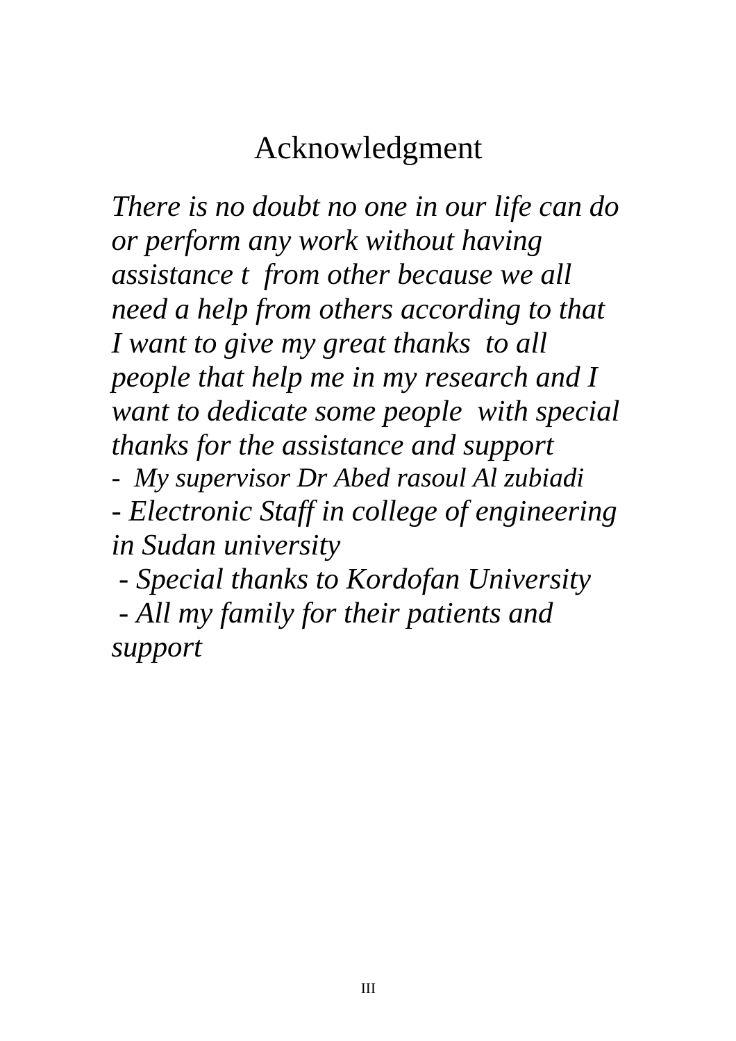# Acknowledgment

*There is no doubt no one in our life can do or perform any work without having assistance t from other because we all need a help from others according to that I want to give my great thanks to all people that help me in my research and I want to dedicate some people with special thanks for the assistance and support*

- *My supervisor Dr Abed rasoul Al zubiadi*
- *Electronic Staff in college of engineering in Sudan university*
- *Special thanks to Kordofan University*
- *All my family for their patients and support*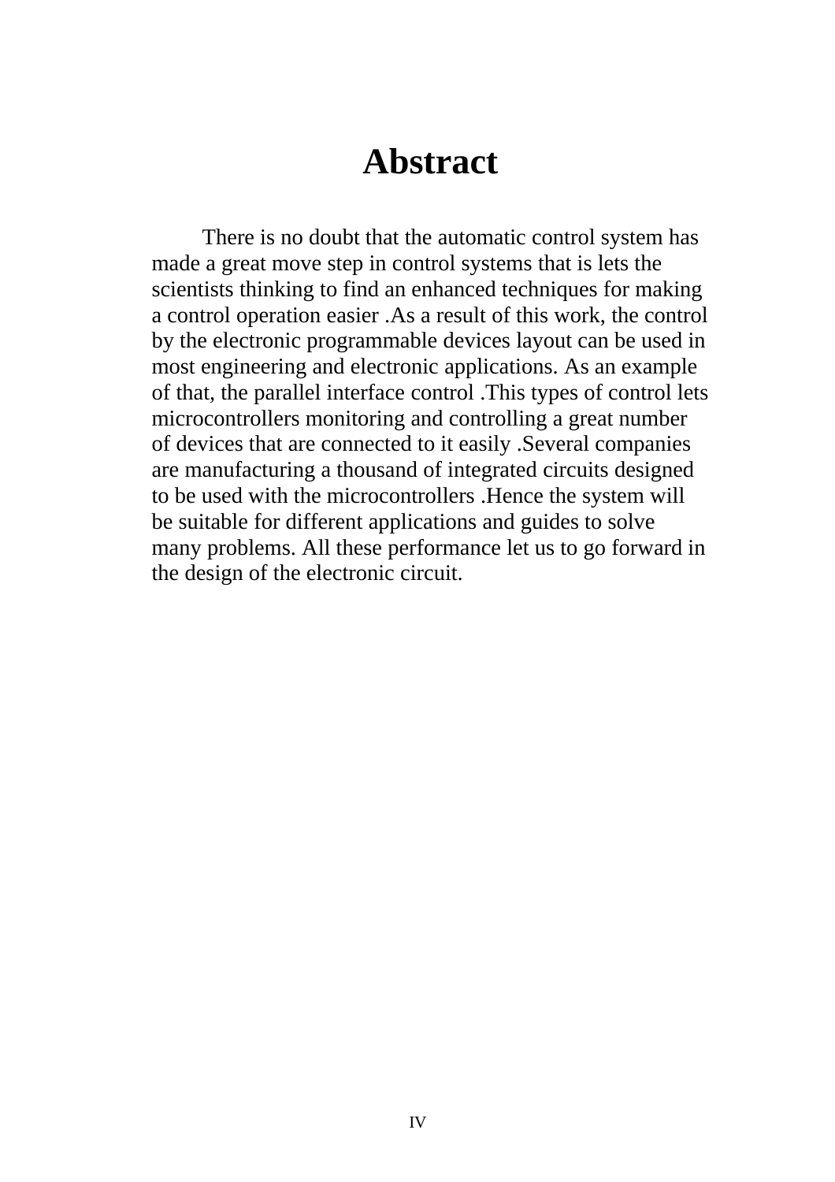# Abstract

There is no doubt that the automatic control system has made a great move step in control systems that is lets the scientists thinking to find an enhanced techniques for making a control operation easier .As a result of this work, the control by the electronic programmable devices layout can be used in most engineering and electronic applications. As an example of that, the parallel interface control .This types of control lets microcontrollers monitoring and controlling a great number of devices that are connected to it easily .Several companies are manufacturing a thousand of integrated circuits designed to be used with the microcontrollers .Hence the system will be suitable for different applications and guides to solve many problems. All these performance let us to go forward in the design of the electronic circuit.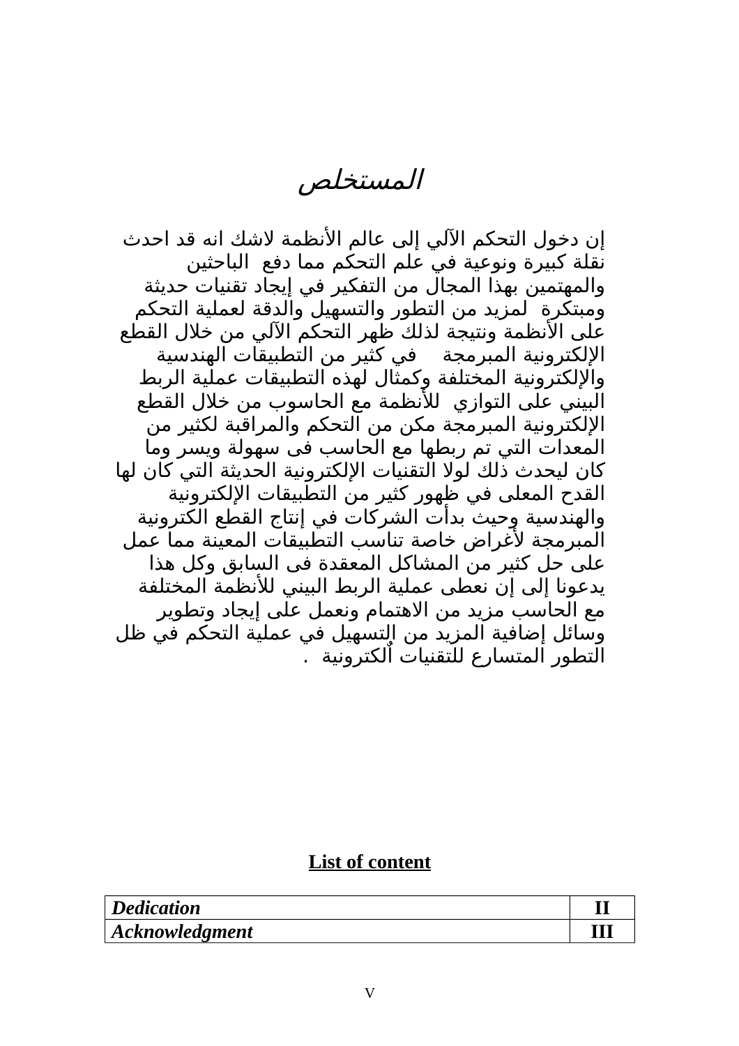# المستخلص

إن دخول التحكم الآلي إلى عالم الأنظمة لاشك انه قد احدث نقلة كبيرة ونوعية في علم التحكم مما دفع  الباحثين والمهتمين بهذا المجال من التفكير في إيجاد تقنيات حديثة ومبتكرة  لمزيد من التطور والتسهيل والدقة لعملية التحكم على الأنظمة ونتيجة لذلك ظهر التحكم الآلي من خلال القطع الإلكترونية المبرمجة     في كثير من التطبيقات الهندسية والإلكترونية المختلفة وكمثال لهذه التطبيقات عملية الربط البيني على التوازي  للأنظمة مع الحاسوب من خلال القطع الإلكترونية المبرمجة مكن من التحكم والمراقبة لكثير من المعدات التي تم ربطها مع الحاسب فى سهولة ويسر وما كان ليحدث ذلك لولا التقنيات الإلكترونية الحديثة التي كان لها القدح المعلى في ظهور كثير من التطبيقات الإلكترونية والهندسية وحيث بدأت الشركات في إنتاج القطع الكترونية المبرمجة لأغراض خاصة تناسب التطبيقات المعينة مما عمل على حل كثير من المشاكل المعقدة فى السابق وكل هذا يدعونا إلى إن نعطى عملية الربط البيني للأنظمة المختلفة مع الحاسب مزيد من الاهتمام ونعمل على إيجاد وتطوير وسائل إضافية المزيد من التسهيل في عملية التحكم في ظل التطور المتسارع للتقنيات الٌكترونية  .

## List of content

| | |
|---|---|
| ***Dedication*** | **II** |
| ***Acknowledgment*** | **III** |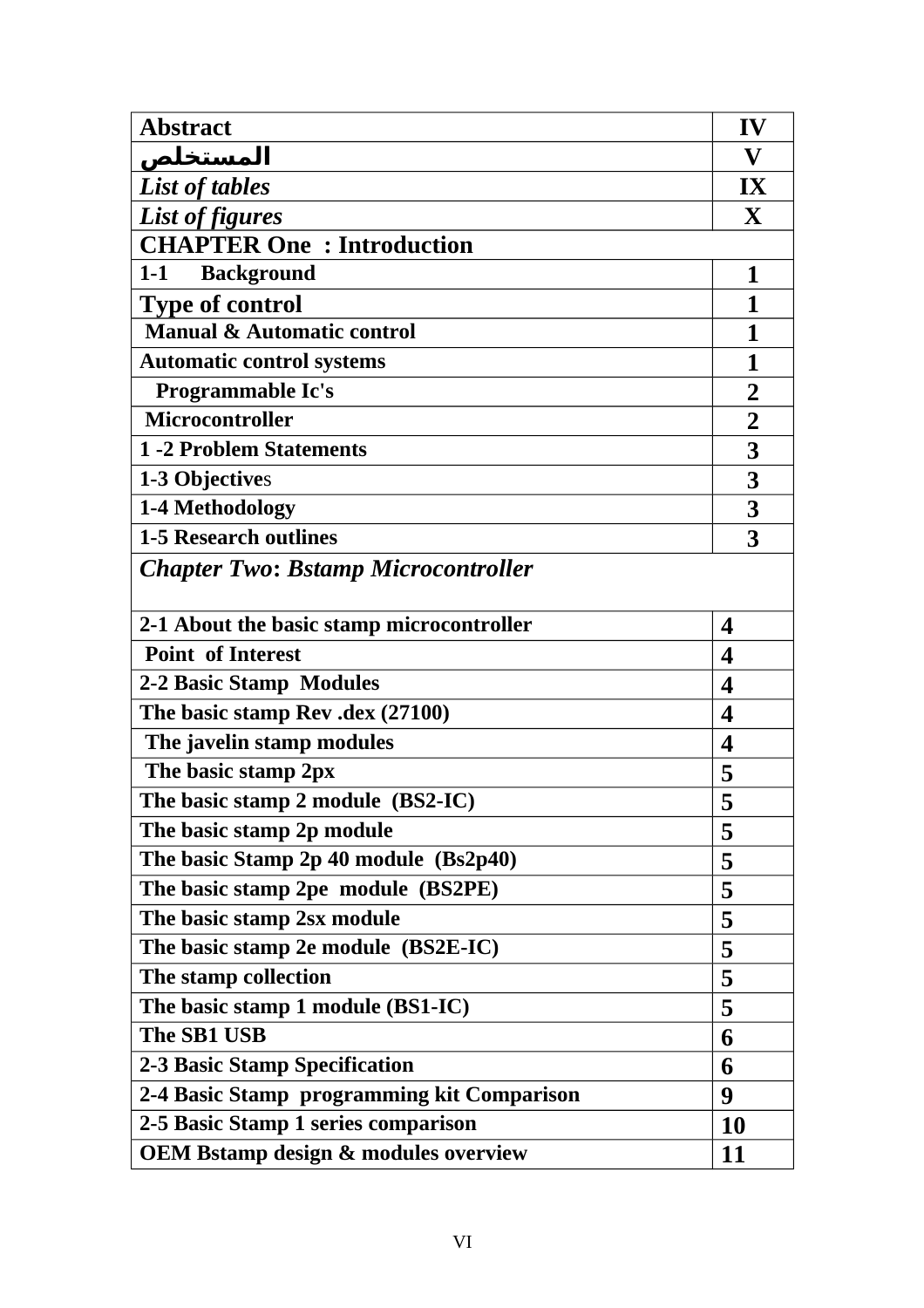| **Abstract** | **IV** |
|---|---|
| **المستخلص** | **V** |
| ***List of tables*** | **IX** |
| ***List of figures*** | **X** |
| **CHAPTER One : Introduction** | |
| **1-1 Background** | **1** |
| **Type of control** | **1** |
| **Manual & Automatic control** | **1** |
| **Automatic control systems** | **1** |
| **Programmable Ic's** | **2** |
| **Microcontroller** | **2** |
| **1 -2 Problem Statements** | **3** |
| **1-3 Objectives** | **3** |
| **1-4 Methodology** | **3** |
| **1-5 Research outlines** | **3** |
| ***Chapter Two: Bstamp Microcontroller*** | |
| **2-1 About the basic stamp microcontroller** | **4** |
| **Point of Interest** | **4** |
| **2-2 Basic Stamp Modules** | **4** |
| **The basic stamp Rev .dex (27100)** | **4** |
| **The javelin stamp modules** | **4** |
| **The basic stamp 2px** | **5** |
| **The basic stamp 2 module (BS2-IC)** | **5** |
| **The basic stamp 2p module** | **5** |
| **The basic Stamp 2p 40 module (Bs2p40)** | **5** |
| **The basic stamp 2pe module (BS2PE)** | **5** |
| **The basic stamp 2sx module** | **5** |
| **The basic stamp 2e module (BS2E-IC)** | **5** |
| **The stamp collection** | **5** |
| **The basic stamp 1 module (BS1-IC)** | **5** |
| **The SB1 USB** | **6** |
| **2-3 Basic Stamp Specification** | **6** |
| **2-4 Basic Stamp programming kit Comparison** | **9** |
| **2-5 Basic Stamp 1 series comparison** | **10** |
| **OEM Bstamp design & modules overview** | **11** |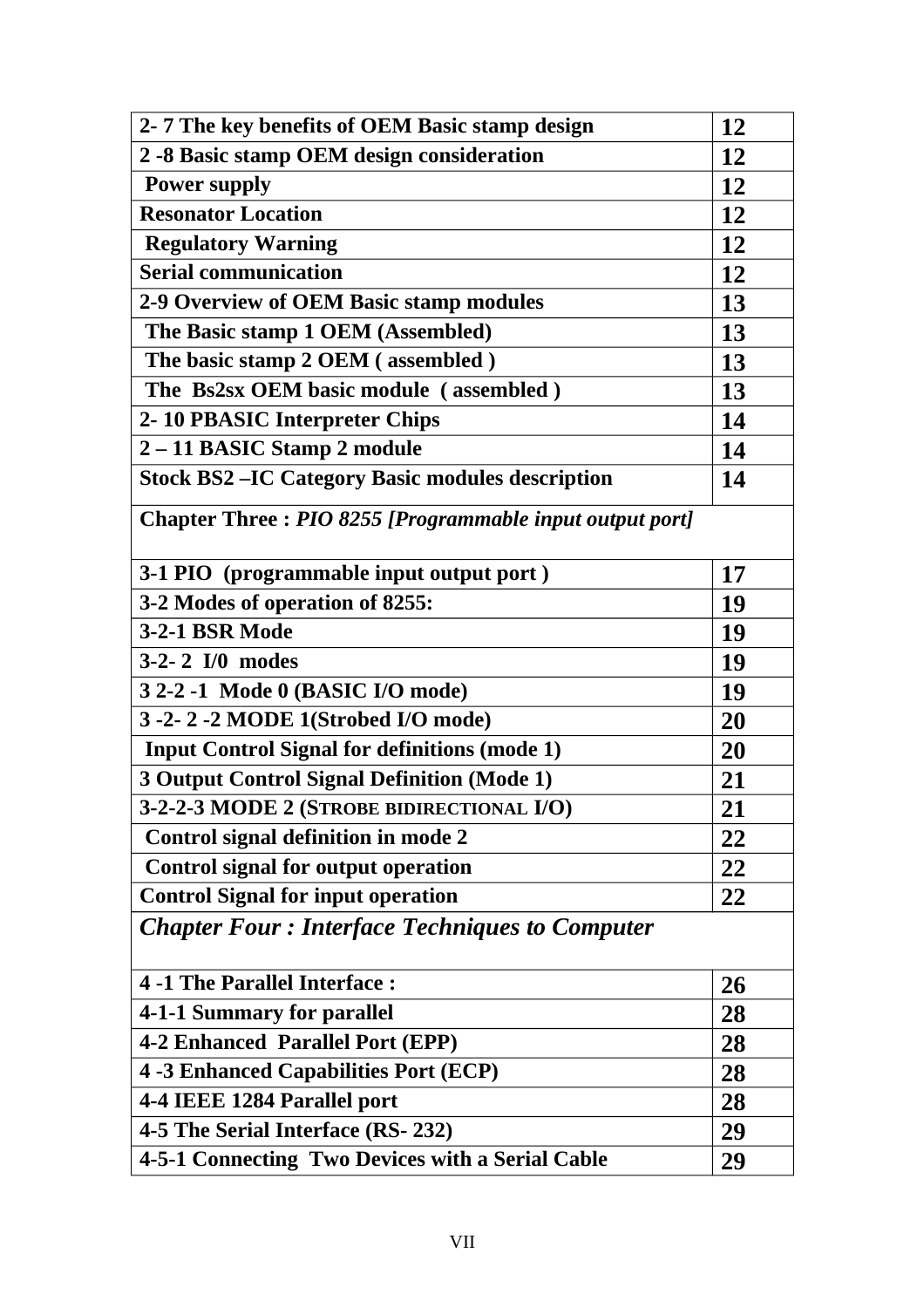| | |
|---|---|
| **2- 7 The key benefits of OEM Basic stamp design** | **12** |
| **2 -8 Basic stamp OEM design consideration** | **12** |
| **Power supply** | **12** |
| **Resonator Location** | **12** |
| **Regulatory Warning** | **12** |
| **Serial communication** | **12** |
| **2-9 Overview of OEM Basic stamp modules** | **13** |
| **The Basic stamp 1 OEM (Assembled)** | **13** |
| **The basic stamp 2 OEM ( assembled )** | **13** |
| **The Bs2sx OEM basic module ( assembled )** | **13** |
| **2- 10 PBASIC Interpreter Chips** | **14** |
| **2 – 11 BASIC Stamp 2 module** | **14** |
| **Stock BS2 –IC Category Basic modules description** | **14** |
| **Chapter Three :** ***PIO 8255 [Programmable input output port]*** | |
| **3-1 PIO (programmable input output port )** | **17** |
| **3-2 Modes of operation of 8255:** | **19** |
| **3-2-1 BSR Mode** | **19** |
| **3-2- 2 I/0 modes** | **19** |
| **3 2-2 -1 Mode 0 (BASIC I/O mode)** | **19** |
| **3 -2- 2 -2 MODE 1(Strobed I/O mode)** | **20** |
| **Input Control Signal for definitions (mode 1)** | **20** |
| **3 Output Control Signal Definition (Mode 1)** | **21** |
| **3-2-2-3 MODE 2 (STROBE BIDIRECTIONAL I/O)** | **21** |
| **Control signal definition in mode 2** | **22** |
| **Control signal for output operation** | **22** |
| **Control Signal for input operation** | **22** |
| ***Chapter Four : Interface Techniques to Computer*** | |
| **4 -1 The Parallel Interface :** | **26** |
| **4-1-1 Summary for parallel** | **28** |
| **4-2 Enhanced Parallel Port (EPP)** | **28** |
| **4 -3 Enhanced Capabilities Port (ECP)** | **28** |
| **4-4 IEEE 1284 Parallel port** | **28** |
| **4-5 The Serial Interface (RS- 232)** | **29** |
| **4-5-1 Connecting Two Devices with a Serial Cable** | **29** |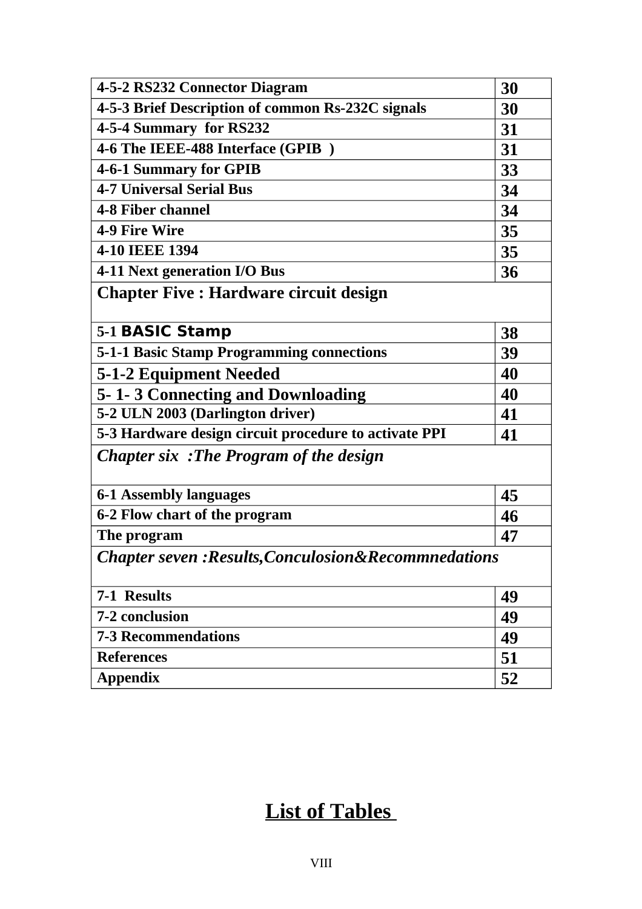| | |
|---|---|
| **4-5-2 RS232 Connector Diagram** | **30** |
| **4-5-3 Brief Description of common Rs-232C signals** | **30** |
| **4-5-4 Summary for RS232** | **31** |
| **4-6 The IEEE-488 Interface (GPIB )** | **31** |
| **4-6-1 Summary for GPIB** | **33** |
| **4-7 Universal Serial Bus** | **34** |
| **4-8 Fiber channel** | **34** |
| **4-9 Fire Wire** | **35** |
| **4-10 IEEE 1394** | **35** |
| **4-11 Next generation I/O Bus** | **36** |
| **Chapter Five : Hardware circuit design** | |
| **5-1 BASIC Stamp** | **38** |
| **5-1-1 Basic Stamp Programming connections** | **39** |
| **5-1-2 Equipment Needed** | **40** |
| **5- 1- 3 Connecting and Downloading** | **40** |
| **5-2 ULN 2003 (Darlington driver)** | **41** |
| **5-3 Hardware design circuit procedure to activate PPI** | **41** |
| ***Chapter six :The Program of the design*** | |
| **6-1 Assembly languages** | **45** |
| **6-2 Flow chart of the program** | **46** |
| **The program** | **47** |
| ***Chapter seven :Results,Conculosion&Recommnedations*** | |
| **7-1 Results** | **49** |
| **7-2 conclusion** | **49** |
| **7-3 Recommendations** | **49** |
| **References** | **51** |
| **Appendix** | **52** |

## List of Tables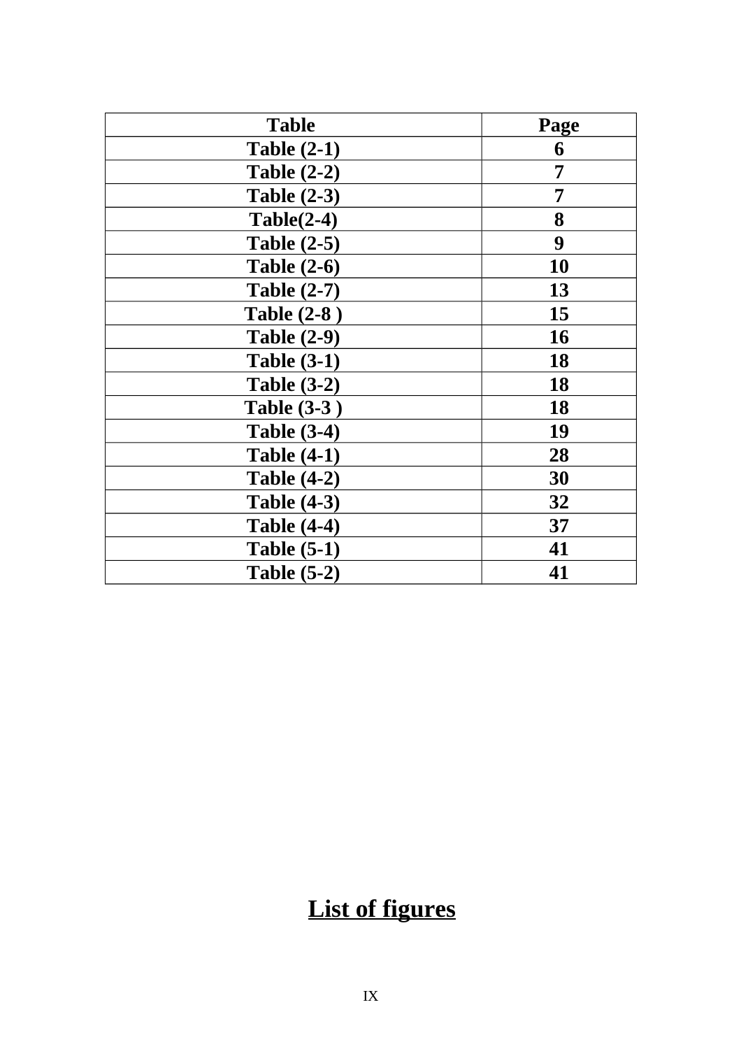| Table | Page |
|---|---|
| Table (2-1) | 6 |
| Table (2-2) | 7 |
| Table (2-3) | 7 |
| Table(2-4) | 8 |
| Table (2-5) | 9 |
| Table (2-6) | 10 |
| Table (2-7) | 13 |
| Table (2-8 ) | 15 |
| Table (2-9) | 16 |
| Table (3-1) | 18 |
| Table (3-2) | 18 |
| Table (3-3 ) | 18 |
| Table (3-4) | 19 |
| Table (4-1) | 28 |
| Table (4-2) | 30 |
| Table (4-3) | 32 |
| Table (4-4) | 37 |
| Table (5-1) | 41 |
| Table (5-2) | 41 |

# List of figures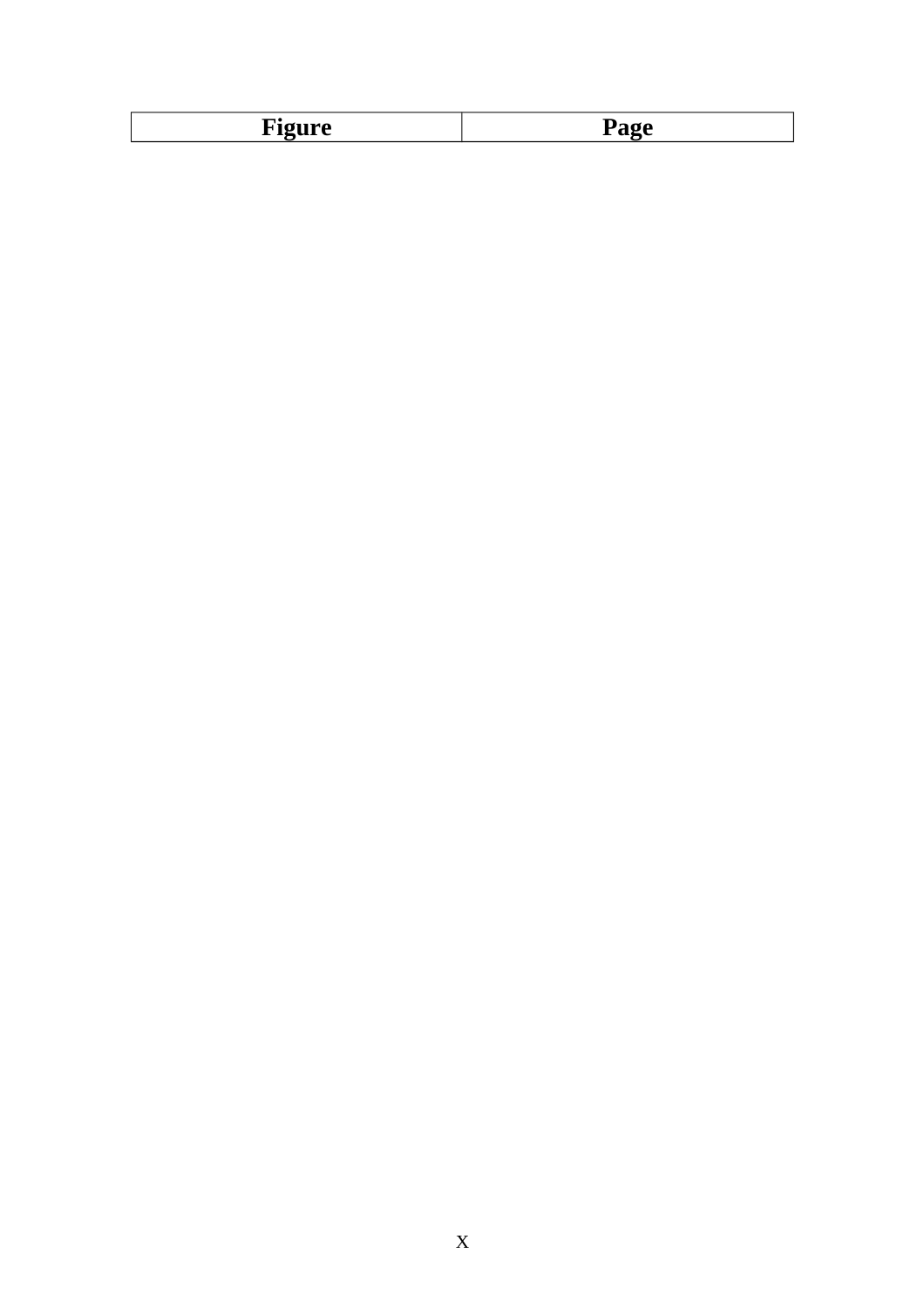| Figure | Page |
|---|---|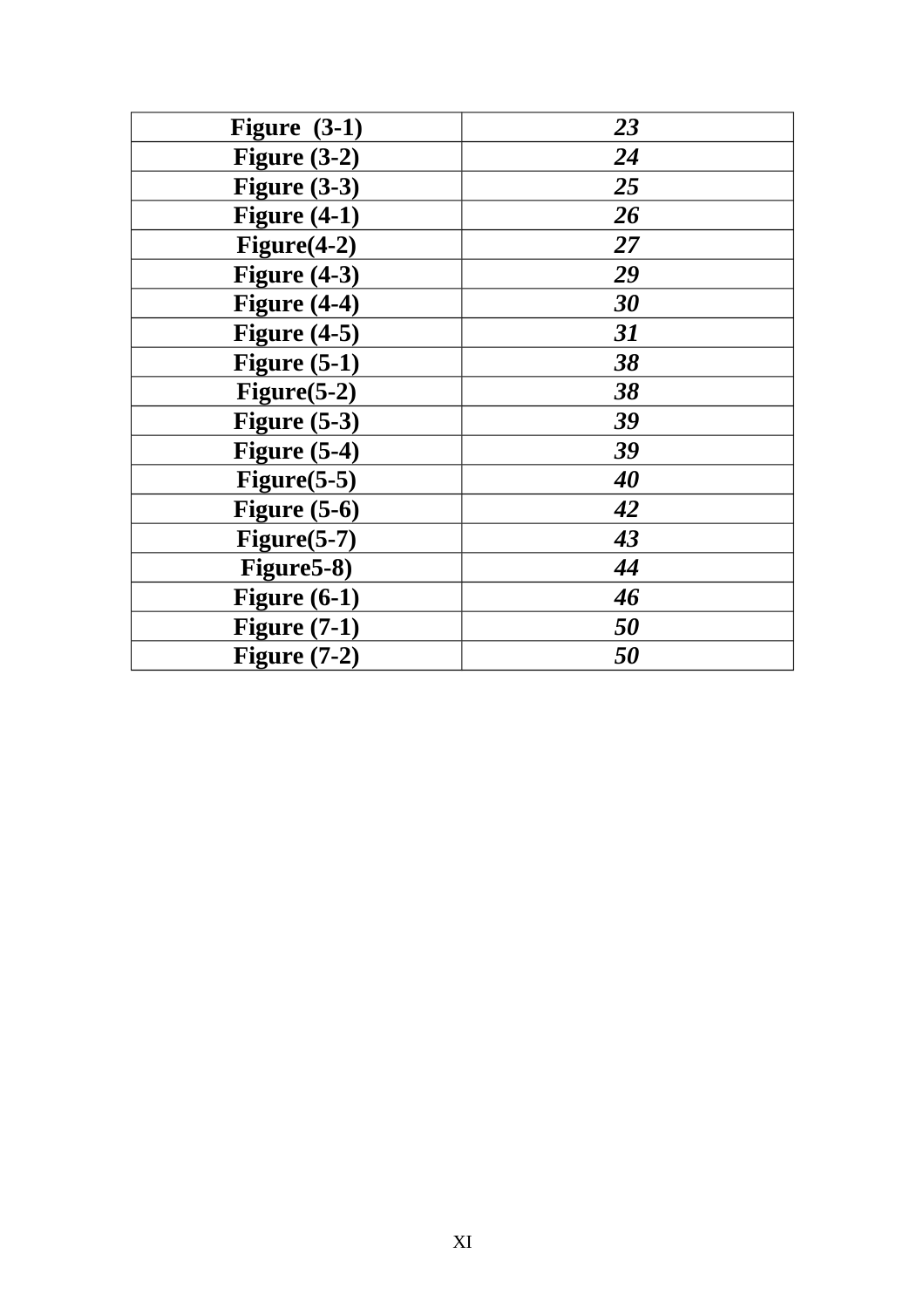| | |
|---|---|
| **Figure (3-1)** | ***23*** |
| **Figure (3-2)** | ***24*** |
| **Figure (3-3)** | ***25*** |
| **Figure (4-1)** | ***26*** |
| **Figure(4-2)** | ***27*** |
| **Figure (4-3)** | ***29*** |
| **Figure (4-4)** | ***30*** |
| **Figure (4-5)** | ***31*** |
| **Figure (5-1)** | ***38*** |
| **Figure(5-2)** | ***38*** |
| **Figure (5-3)** | ***39*** |
| **Figure (5-4)** | ***39*** |
| **Figure(5-5)** | ***40*** |
| **Figure (5-6)** | ***42*** |
| **Figure(5-7)** | ***43*** |
| **Figure5-8)** | ***44*** |
| **Figure (6-1)** | ***46*** |
| **Figure (7-1)** | ***50*** |
| **Figure (7-2)** | ***50*** |